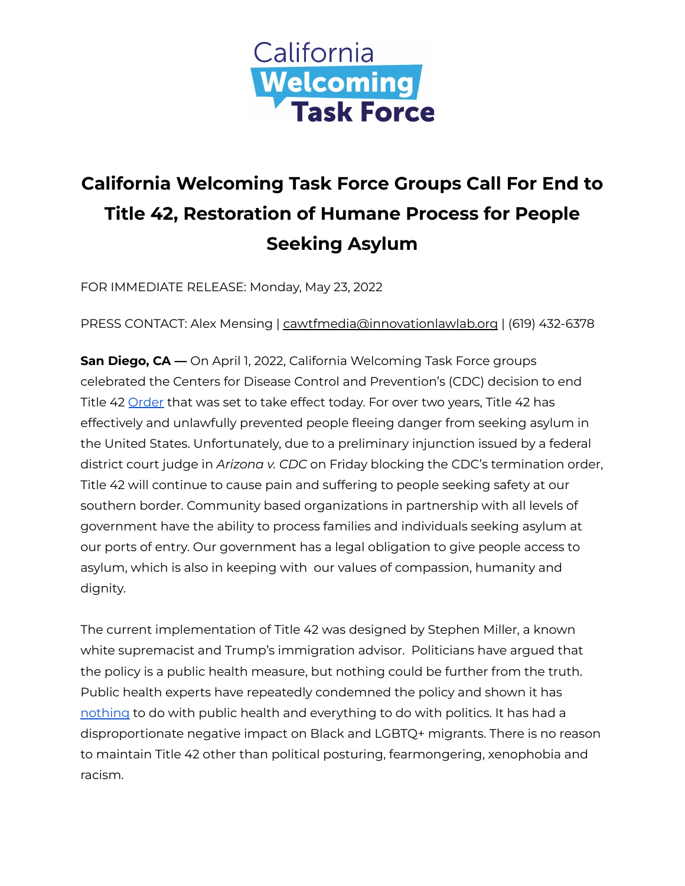California Welcoming Task Force

# California Welcoming Task Force Groups Call For End to Title 42, Restoration of Humane Process for People Seeking Asylum

FOR IMMEDIATE RELEASE: Monday, May 23, 2022

PRESS CONTACT: Alex Mensing | cawtfmedia@innovationlawlab.org | (619) 432-6378

**San Diego, CA —** On April 1, 2022, California Welcoming Task Force groups celebrated the Centers for Disease Control and Prevention's (CDC) decision to end Title 42 Order that was set to take effect today. For over two years, Title 42 has effectively and unlawfully prevented people fleeing danger from seeking asylum in the United States. Unfortunately, due to a preliminary injunction issued by a federal district court judge in *Arizona v. CDC* on Friday blocking the CDC's termination order, Title 42 will continue to cause pain and suffering to people seeking safety at our southern border. Community based organizations in partnership with all levels of government have the ability to process families and individuals seeking asylum at our ports of entry. Our government has a legal obligation to give people access to asylum, which is also in keeping with our values of compassion, humanity and dignity.

The current implementation of Title 42 was designed by Stephen Miller, a known white supremacist and Trump's immigration advisor. Politicians have argued that the policy is a public health measure, but nothing could be further from the truth. Public health experts have repeatedly condemned the policy and shown it has nothing to do with public health and everything to do with politics. It has had a disproportionate negative impact on Black and LGBTQ+ migrants. There is no reason to maintain Title 42 other than political posturing, fearmongering, xenophobia and racism.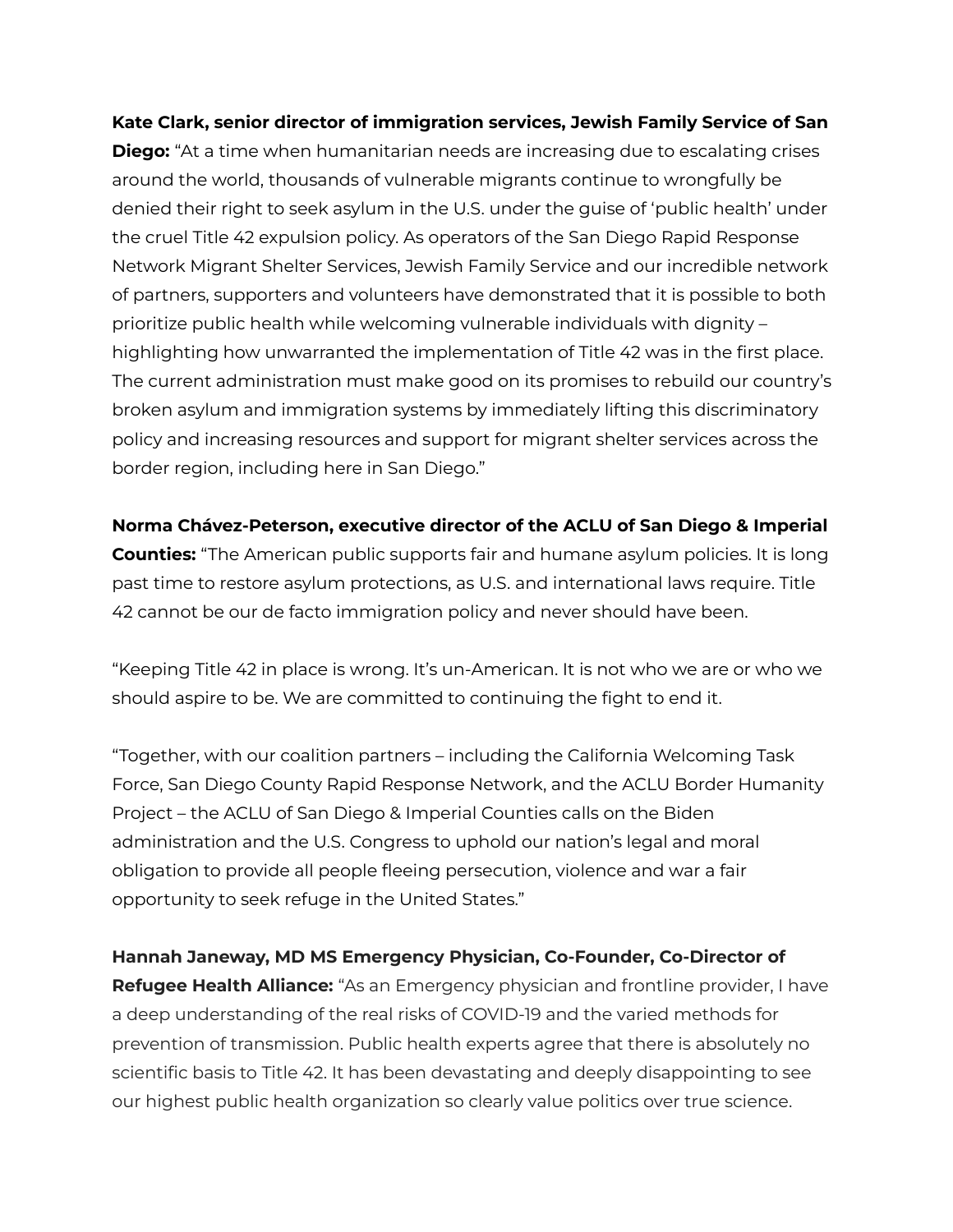**Kate Clark, senior director of immigration services, Jewish Family Service of San Diego:** "At a time when humanitarian needs are increasing due to escalating crises around the world, thousands of vulnerable migrants continue to wrongfully be denied their right to seek asylum in the U.S. under the guise of 'public health' under the cruel Title 42 expulsion policy. As operators of the San Diego Rapid Response Network Migrant Shelter Services, Jewish Family Service and our incredible network of partners, supporters and volunteers have demonstrated that it is possible to both prioritize public health while welcoming vulnerable individuals with dignity – highlighting how unwarranted the implementation of Title 42 was in the first place. The current administration must make good on its promises to rebuild our country's broken asylum and immigration systems by immediately lifting this discriminatory policy and increasing resources and support for migrant shelter services across the border region, including here in San Diego."

**Norma Chávez-Peterson, executive director of the ACLU of San Diego & Imperial Counties:** "The American public supports fair and humane asylum policies. It is long past time to restore asylum protections, as U.S. and international laws require. Title 42 cannot be our de facto immigration policy and never should have been.

"Keeping Title 42 in place is wrong. It's un-American. It is not who we are or who we should aspire to be. We are committed to continuing the fight to end it.

"Together, with our coalition partners – including the California Welcoming Task Force, San Diego County Rapid Response Network, and the ACLU Border Humanity Project – the ACLU of San Diego & Imperial Counties calls on the Biden administration and the U.S. Congress to uphold our nation's legal and moral obligation to provide all people fleeing persecution, violence and war a fair opportunity to seek refuge in the United States."

**Hannah Janeway, MD MS Emergency Physician, Co-Founder, Co-Director of Refugee Health Alliance:** "As an Emergency physician and frontline provider, I have a deep understanding of the real risks of COVID-19 and the varied methods for prevention of transmission. Public health experts agree that there is absolutely no scientific basis to Title 42. It has been devastating and deeply disappointing to see our highest public health organization so clearly value politics over true science.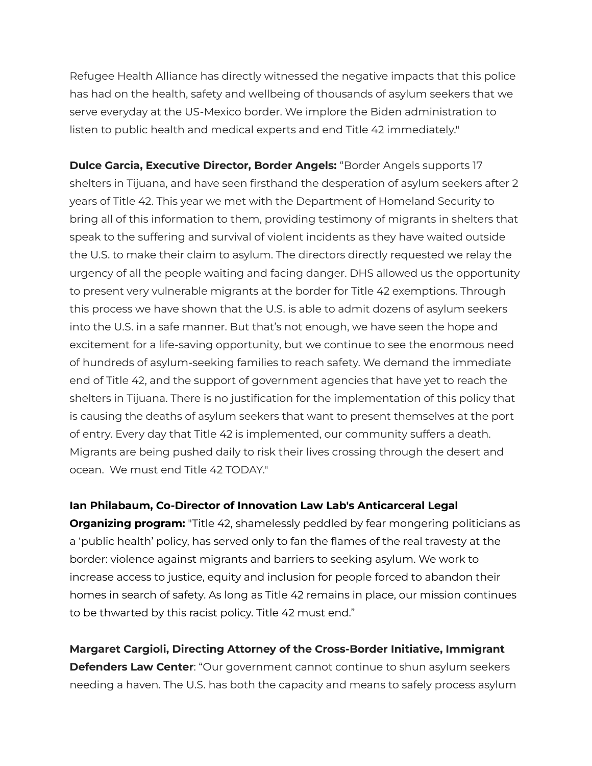Refugee Health Alliance has directly witnessed the negative impacts that this police has had on the health, safety and wellbeing of thousands of asylum seekers that we serve everyday at the US-Mexico border. We implore the Biden administration to listen to public health and medical experts and end Title 42 immediately."

**Dulce Garcia, Executive Director, Border Angels:** "Border Angels supports 17 shelters in Tijuana, and have seen firsthand the desperation of asylum seekers after 2 years of Title 42. This year we met with the Department of Homeland Security to bring all of this information to them, providing testimony of migrants in shelters that speak to the suffering and survival of violent incidents as they have waited outside the U.S. to make their claim to asylum. The directors directly requested we relay the urgency of all the people waiting and facing danger. DHS allowed us the opportunity to present very vulnerable migrants at the border for Title 42 exemptions. Through this process we have shown that the U.S. is able to admit dozens of asylum seekers into the U.S. in a safe manner. But that's not enough, we have seen the hope and excitement for a life-saving opportunity, but we continue to see the enormous need of hundreds of asylum-seeking families to reach safety. We demand the immediate end of Title 42, and the support of government agencies that have yet to reach the shelters in Tijuana. There is no justification for the implementation of this policy that is causing the deaths of asylum seekers that want to present themselves at the port of entry. Every day that Title 42 is implemented, our community suffers a death. Migrants are being pushed daily to risk their lives crossing through the desert and ocean. We must end Title 42 TODAY."

**Ian Philabaum, Co-Director of Innovation Law Lab's Anticarceral Legal Organizing program:** "Title 42, shamelessly peddled by fear mongering politicians as a 'public health' policy, has served only to fan the flames of the real travesty at the border: violence against migrants and barriers to seeking asylum. We work to increase access to justice, equity and inclusion for people forced to abandon their homes in search of safety. As long as Title 42 remains in place, our mission continues to be thwarted by this racist policy. Title 42 must end."

**Margaret Cargioli, Directing Attorney of the Cross-Border Initiative, Immigrant Defenders Law Center**: "Our government cannot continue to shun asylum seekers needing a haven. The U.S. has both the capacity and means to safely process asylum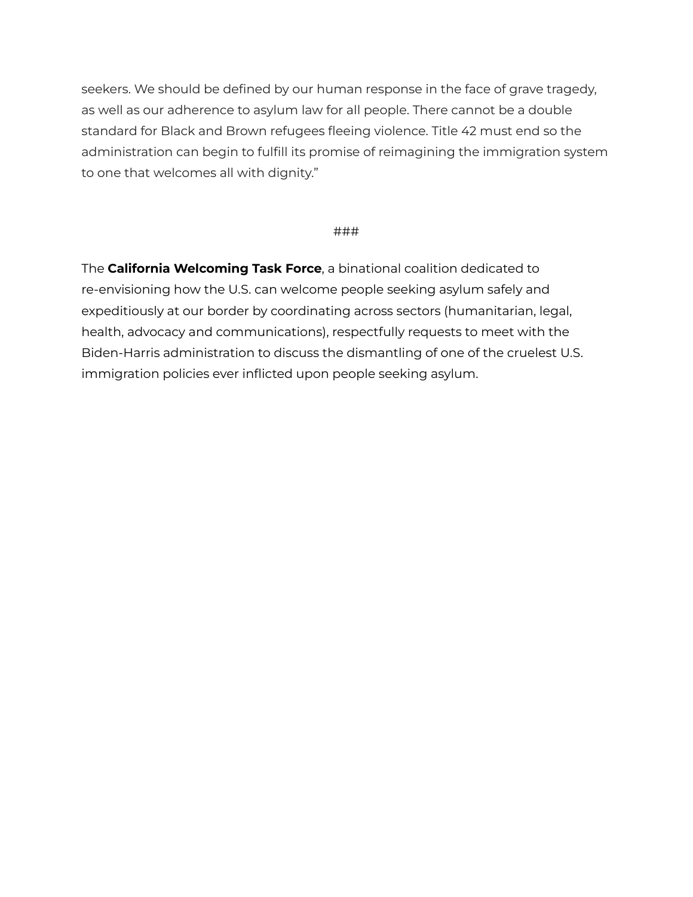seekers. We should be defined by our human response in the face of grave tragedy, as well as our adherence to asylum law for all people. There cannot be a double standard for Black and Brown refugees fleeing violence. Title 42 must end so the administration can begin to fulfill its promise of reimagining the immigration system to one that welcomes all with dignity."

###

The **California Welcoming Task Force**, a binational coalition dedicated to re-envisioning how the U.S. can welcome people seeking asylum safely and expeditiously at our border by coordinating across sectors (humanitarian, legal, health, advocacy and communications), respectfully requests to meet with the Biden-Harris administration to discuss the dismantling of one of the cruelest U.S. immigration policies ever inflicted upon people seeking asylum.